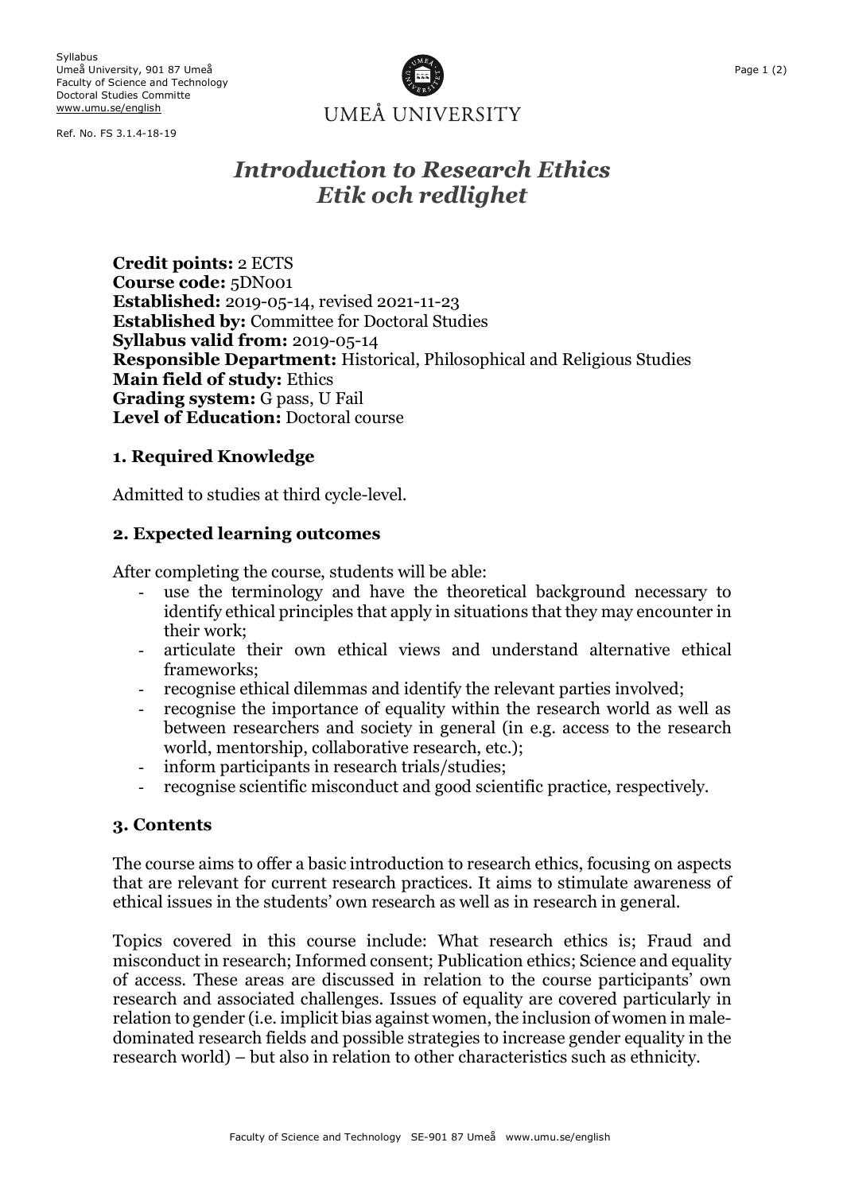Syllabus
Umeå University, 901 87 Umeå
Faculty of Science and Technology
Doctoral Studies Committe
www.umu.se/english

Ref. No. FS 3.1.4-18-19

UMEÅ UNIVERSITY

# *Introduction to Research Ethics*
# *Etik och redlighet*

**Credit points:** 2 ECTS
**Course code:** 5DN001
**Established:** 2019-05-14, revised 2021-11-23
**Established by:** Committee for Doctoral Studies
**Syllabus valid from:** 2019-05-14
**Responsible Department:** Historical, Philosophical and Religious Studies
**Main field of study:** Ethics
**Grading system:** G pass, U Fail
**Level of Education:** Doctoral course

## 1. Required Knowledge

Admitted to studies at third cycle-level.

## 2. Expected learning outcomes

After completing the course, students will be able:

- use the terminology and have the theoretical background necessary to identify ethical principles that apply in situations that they may encounter in their work;
- articulate their own ethical views and understand alternative ethical frameworks;
- recognise ethical dilemmas and identify the relevant parties involved;
- recognise the importance of equality within the research world as well as between researchers and society in general (in e.g. access to the research world, mentorship, collaborative research, etc.);
- inform participants in research trials/studies;
- recognise scientific misconduct and good scientific practice, respectively.

## 3. Contents

The course aims to offer a basic introduction to research ethics, focusing on aspects that are relevant for current research practices. It aims to stimulate awareness of ethical issues in the students' own research as well as in research in general.

Topics covered in this course include: What research ethics is; Fraud and misconduct in research; Informed consent; Publication ethics; Science and equality of access. These areas are discussed in relation to the course participants' own research and associated challenges. Issues of equality are covered particularly in relation to gender (i.e. implicit bias against women, the inclusion of women in male-dominated research fields and possible strategies to increase gender equality in the research world) – but also in relation to other characteristics such as ethnicity.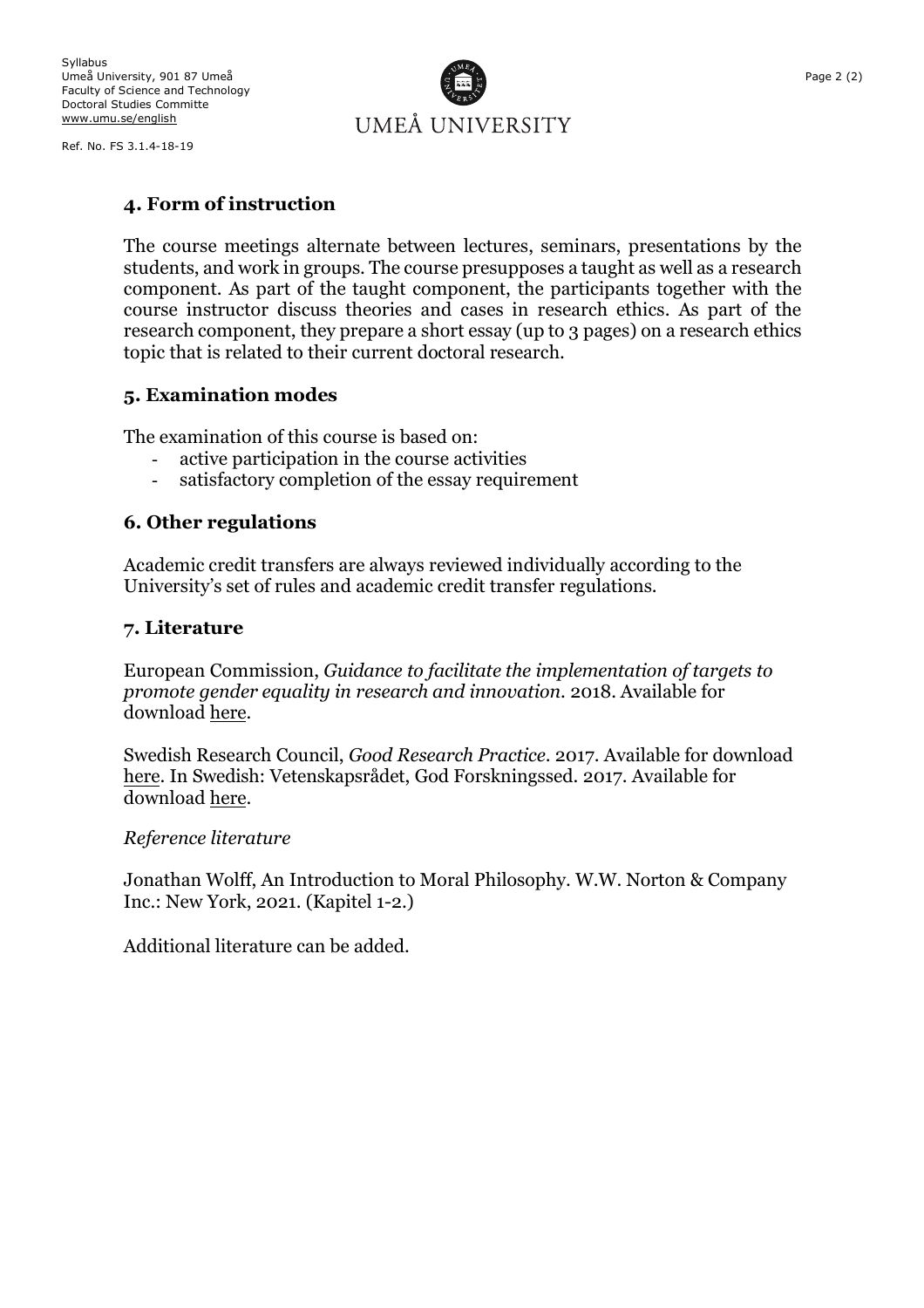## 4. Form of instruction

The course meetings alternate between lectures, seminars, presentations by the students, and work in groups. The course presupposes a taught as well as a research component. As part of the taught component, the participants together with the course instructor discuss theories and cases in research ethics. As part of the research component, they prepare a short essay (up to 3 pages) on a research ethics topic that is related to their current doctoral research.

## 5. Examination modes

The examination of this course is based on:

- active participation in the course activities
- satisfactory completion of the essay requirement

## 6. Other regulations

Academic credit transfers are always reviewed individually according to the University's set of rules and academic credit transfer regulations.

## 7. Literature

European Commission, *Guidance to facilitate the implementation of targets to promote gender equality in research and innovation.* 2018. Available for download here.

Swedish Research Council, *Good Research Practice*. 2017. Available for download here. In Swedish: Vetenskapsrådet, God Forskningssed. 2017. Available for download here.

*Reference literature*

Jonathan Wolff, An Introduction to Moral Philosophy. W.W. Norton & Company Inc.: New York, 2021. (Kapitel 1-2.)

Additional literature can be added.